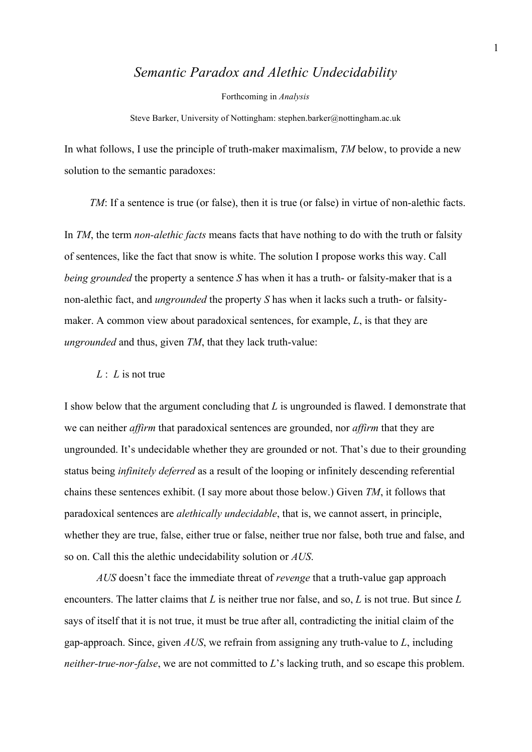# *Semantic Paradox and Alethic Undecidability*

Forthcoming in *Analysis*

Steve Barker, University of Nottingham: stephen.barker@nottingham.ac.uk

In what follows, I use the principle of truth-maker maximalism, *TM* below, to provide a new solution to the semantic paradoxes:

> *TM*: If a sentence is true (or false), then it is true (or false) in virtue of non-alethic facts.

In *TM*, the term *non-alethic facts* means facts that have nothing to do with the truth or falsity of sentences, like the fact that snow is white. The solution I propose works this way. Call *being grounded* the property a sentence *S* has when it has a truth- or falsity-maker that is a non-alethic fact, and *ungrounded* the property *S* has when it lacks such a truth- or falsity-maker. A common view about paradoxical sentences, for example, *L*, is that they are *ungrounded* and thus, given *TM*, that they lack truth-value:

> *L* : *L* is not true

I show below that the argument concluding that *L* is ungrounded is flawed. I demonstrate that we can neither *affirm* that paradoxical sentences are grounded, nor *affirm* that they are ungrounded. It's undecidable whether they are grounded or not. That's due to their grounding status being *infinitely deferred* as a result of the looping or infinitely descending referential chains these sentences exhibit. (I say more about those below.) Given *TM*, it follows that paradoxical sentences are *alethically undecidable*, that is, we cannot assert, in principle, whether they are true, false, either true or false, neither true nor false, both true and false, and so on. Call this the alethic undecidability solution or *AUS*.

*AUS* doesn't face the immediate threat of *revenge* that a truth-value gap approach encounters. The latter claims that *L* is neither true nor false, and so, *L* is not true. But since *L* says of itself that it is not true, it must be true after all, contradicting the initial claim of the gap-approach. Since, given *AUS*, we refrain from assigning any truth-value to *L*, including *neither-true-nor-false*, we are not committed to *L*'s lacking truth, and so escape this problem.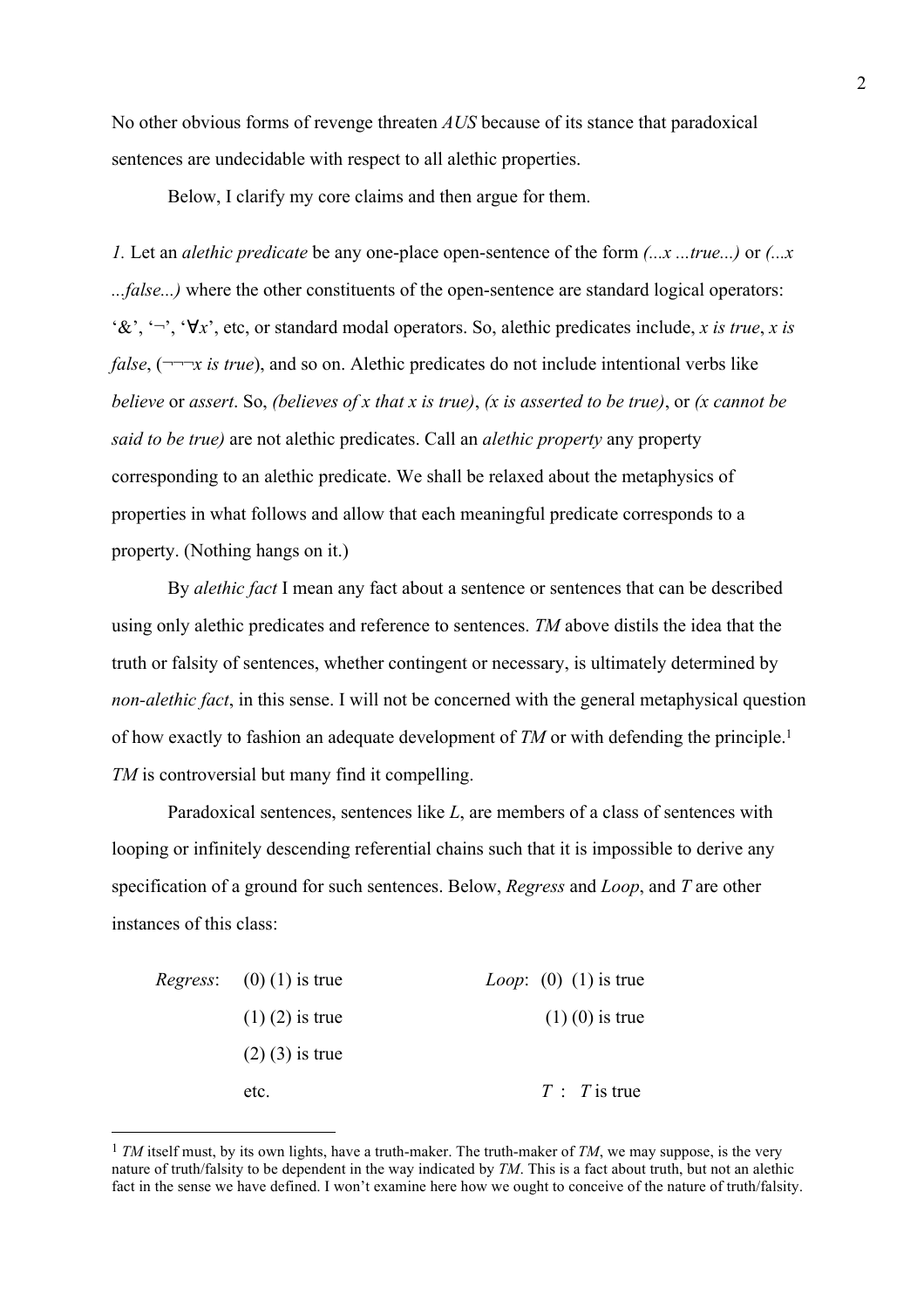No other obvious forms of revenge threaten *AUS* because of its stance that paradoxical sentences are undecidable with respect to all alethic properties.

Below, I clarify my core claims and then argue for them.

*1.* Let an *alethic predicate* be any one-place open-sentence of the form *(...x ...true...)* or *(...x ...false...)* where the other constituents of the open-sentence are standard logical operators: '&', '¬', '∀*x*', etc, or standard modal operators. So, alethic predicates include, *x is true*, *x is false*, (¬¬¬*x is true*), and so on. Alethic predicates do not include intentional verbs like *believe* or *assert*. So, *(believes of x that x is true)*, *(x is asserted to be true)*, or *(x cannot be said to be true)* are not alethic predicates. Call an *alethic property* any property corresponding to an alethic predicate. We shall be relaxed about the metaphysics of properties in what follows and allow that each meaningful predicate corresponds to a property. (Nothing hangs on it.)

By *alethic fact* I mean any fact about a sentence or sentences that can be described using only alethic predicates and reference to sentences. *TM* above distils the idea that the truth or falsity of sentences, whether contingent or necessary, is ultimately determined by *non-alethic fact*, in this sense. I will not be concerned with the general metaphysical question of how exactly to fashion an adequate development of *TM* or with defending the principle.[1] *TM* is controversial but many find it compelling.

Paradoxical sentences, sentences like *L*, are members of a class of sentences with looping or infinitely descending referential chains such that it is impossible to derive any specification of a ground for such sentences. Below, *Regress* and *Loop*, and *T* are other instances of this class:

*Regress*:
(0) (1) is true
(1) (2) is true
(2) (3) is true
etc.

*Loop*:
(0) (1) is true
(1) (0) is true

*T* : *T* is true

[1] *TM* itself must, by its own lights, have a truth-maker. The truth-maker of *TM*, we may suppose, is the very nature of truth/falsity to be dependent in the way indicated by *TM*. This is a fact about truth, but not an alethic fact in the sense we have defined. I won't examine here how we ought to conceive of the nature of truth/falsity.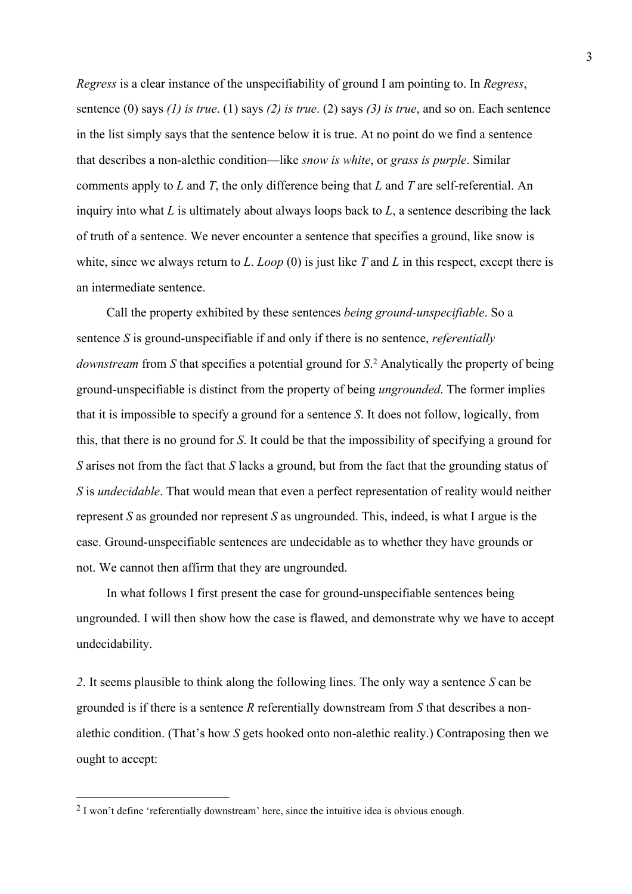*Regress* is a clear instance of the unspecifiability of ground I am pointing to. In *Regress*, sentence (0) says *(1) is true*. (1) says *(2) is true*. (2) says *(3) is true*, and so on. Each sentence in the list simply says that the sentence below it is true. At no point do we find a sentence that describes a non-alethic condition—like *snow is white*, or *grass is purple*. Similar comments apply to *L* and *T*, the only difference being that *L* and *T* are self-referential. An inquiry into what *L* is ultimately about always loops back to *L*, a sentence describing the lack of truth of a sentence. We never encounter a sentence that specifies a ground, like snow is white, since we always return to *L*. *Loop* (0) is just like *T* and *L* in this respect, except there is an intermediate sentence.

Call the property exhibited by these sentences *being ground-unspecifiable*. So a sentence *S* is ground-unspecifiable if and only if there is no sentence, *referentially downstream* from *S* that specifies a potential ground for *S*.[2] Analytically the property of being ground-unspecifiable is distinct from the property of being *ungrounded*. The former implies that it is impossible to specify a ground for a sentence *S*. It does not follow, logically, from this, that there is no ground for *S*. It could be that the impossibility of specifying a ground for *S* arises not from the fact that *S* lacks a ground, but from the fact that the grounding status of *S* is *undecidable*. That would mean that even a perfect representation of reality would neither represent *S* as grounded nor represent *S* as ungrounded. This, indeed, is what I argue is the case. Ground-unspecifiable sentences are undecidable as to whether they have grounds or not. We cannot then affirm that they are ungrounded.

In what follows I first present the case for ground-unspecifiable sentences being ungrounded. I will then show how the case is flawed, and demonstrate why we have to accept undecidability.

*2*. It seems plausible to think along the following lines. The only way a sentence *S* can be grounded is if there is a sentence *R* referentially downstream from *S* that describes a non-alethic condition. (That's how *S* gets hooked onto non-alethic reality.) Contraposing then we ought to accept:

[2] I won't define 'referentially downstream' here, since the intuitive idea is obvious enough.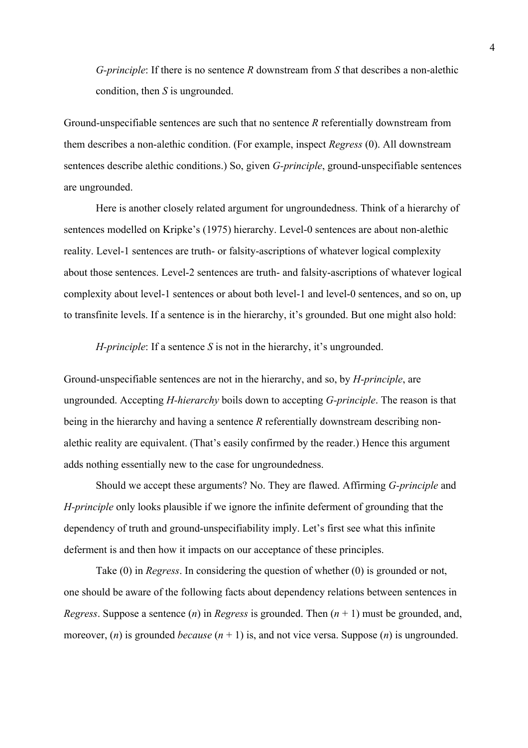> *G-principle*: If there is no sentence *R* downstream from *S* that describes a non-alethic condition, then *S* is ungrounded.

Ground-unspecifiable sentences are such that no sentence *R* referentially downstream from them describes a non-alethic condition. (For example, inspect *Regress* (0). All downstream sentences describe alethic conditions.) So, given *G-principle*, ground-unspecifiable sentences are ungrounded.

Here is another closely related argument for ungroundedness. Think of a hierarchy of sentences modelled on Kripke's (1975) hierarchy. Level-0 sentences are about non-alethic reality. Level-1 sentences are truth- or falsity-ascriptions of whatever logical complexity about those sentences. Level-2 sentences are truth- and falsity-ascriptions of whatever logical complexity about level-1 sentences or about both level-1 and level-0 sentences, and so on, up to transfinite levels. If a sentence is in the hierarchy, it's grounded. But one might also hold:

> *H-principle*: If a sentence *S* is not in the hierarchy, it's ungrounded.

Ground-unspecifiable sentences are not in the hierarchy, and so, by *H-principle*, are ungrounded. Accepting *H-hierarchy* boils down to accepting *G-principle*. The reason is that being in the hierarchy and having a sentence *R* referentially downstream describing non-alethic reality are equivalent. (That's easily confirmed by the reader.) Hence this argument adds nothing essentially new to the case for ungroundedness.

Should we accept these arguments? No. They are flawed. Affirming *G-principle* and *H-principle* only looks plausible if we ignore the infinite deferment of grounding that the dependency of truth and ground-unspecifiability imply. Let's first see what this infinite deferment is and then how it impacts on our acceptance of these principles.

Take (0) in *Regress*. In considering the question of whether (0) is grounded or not, one should be aware of the following facts about dependency relations between sentences in *Regress*. Suppose a sentence ($n$) in *Regress* is grounded. Then ($n$ + 1) must be grounded, and, moreover, ($n$) is grounded *because* ($n$ + 1) is, and not vice versa. Suppose ($n$) is ungrounded.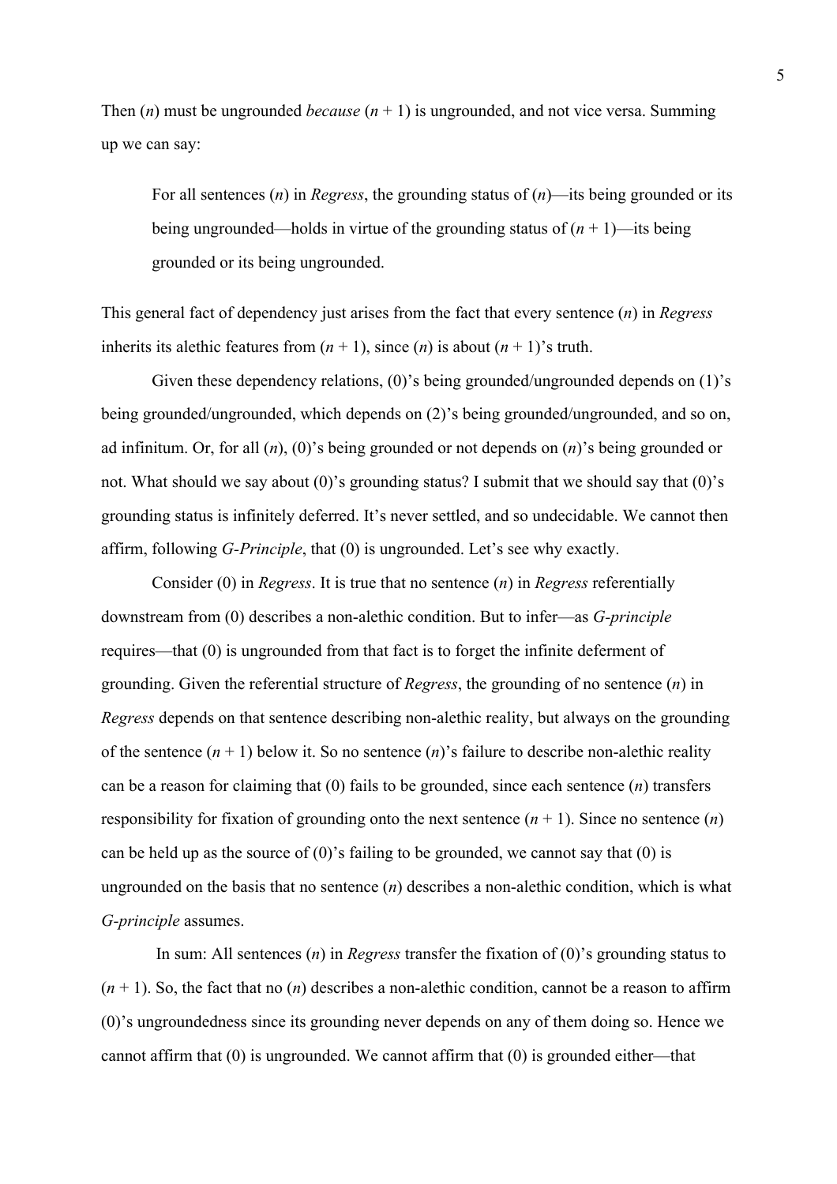Then ($n$) must be ungrounded *because* ($n + 1$) is ungrounded, and not vice versa. Summing up we can say:

> For all sentences ($n$) in *Regress*, the grounding status of ($n$)—its being grounded or its being ungrounded—holds in virtue of the grounding status of ($n + 1$)—its being grounded or its being ungrounded.

This general fact of dependency just arises from the fact that every sentence ($n$) in *Regress* inherits its alethic features from ($n + 1$), since ($n$) is about ($n + 1$)'s truth.

Given these dependency relations, (0)'s being grounded/ungrounded depends on (1)'s being grounded/ungrounded, which depends on (2)'s being grounded/ungrounded, and so on, ad infinitum. Or, for all ($n$), (0)'s being grounded or not depends on ($n$)'s being grounded or not. What should we say about (0)'s grounding status? I submit that we should say that (0)'s grounding status is infinitely deferred. It's never settled, and so undecidable. We cannot then affirm, following *G-Principle*, that (0) is ungrounded. Let's see why exactly.

Consider (0) in *Regress*. It is true that no sentence ($n$) in *Regress* referentially downstream from (0) describes a non-alethic condition. But to infer—as *G-principle* requires—that (0) is ungrounded from that fact is to forget the infinite deferment of grounding. Given the referential structure of *Regress*, the grounding of no sentence ($n$) in *Regress* depends on that sentence describing non-alethic reality, but always on the grounding of the sentence ($n + 1$) below it. So no sentence ($n$)'s failure to describe non-alethic reality can be a reason for claiming that (0) fails to be grounded, since each sentence ($n$) transfers responsibility for fixation of grounding onto the next sentence ($n + 1$). Since no sentence ($n$) can be held up as the source of (0)'s failing to be grounded, we cannot say that (0) is ungrounded on the basis that no sentence ($n$) describes a non-alethic condition, which is what *G-principle* assumes.

In sum: All sentences ($n$) in *Regress* transfer the fixation of (0)'s grounding status to ($n + 1$). So, the fact that no ($n$) describes a non-alethic condition, cannot be a reason to affirm (0)'s ungroundedness since its grounding never depends on any of them doing so. Hence we cannot affirm that (0) is ungrounded. We cannot affirm that (0) is grounded either—that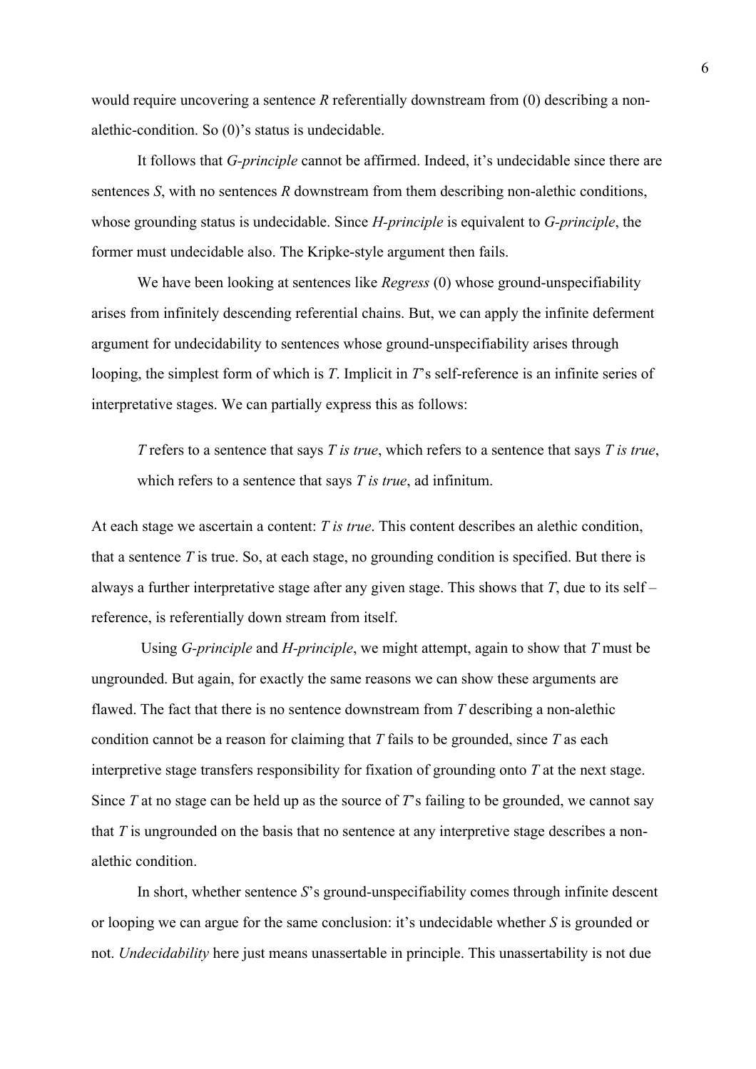would require uncovering a sentence *R* referentially downstream from (0) describing a non-alethic-condition. So (0)'s status is undecidable.

It follows that *G-principle* cannot be affirmed. Indeed, it's undecidable since there are sentences *S*, with no sentences *R* downstream from them describing non-alethic conditions, whose grounding status is undecidable. Since *H-principle* is equivalent to *G-principle*, the former must undecidable also. The Kripke-style argument then fails.

We have been looking at sentences like *Regress* (0) whose ground-unspecifiability arises from infinitely descending referential chains. But, we can apply the infinite deferment argument for undecidability to sentences whose ground-unspecifiability arises through looping, the simplest form of which is *T*. Implicit in *T*'s self-reference is an infinite series of interpretative stages. We can partially express this as follows:

> *T* refers to a sentence that says *T is true*, which refers to a sentence that says *T is true*, which refers to a sentence that says *T is true*, ad infinitum.

At each stage we ascertain a content: *T is true*. This content describes an alethic condition, that a sentence *T* is true. So, at each stage, no grounding condition is specified. But there is always a further interpretative stage after any given stage. This shows that *T*, due to its self – reference, is referentially down stream from itself.

Using *G-principle* and *H-principle*, we might attempt, again to show that *T* must be ungrounded. But again, for exactly the same reasons we can show these arguments are flawed. The fact that there is no sentence downstream from *T* describing a non-alethic condition cannot be a reason for claiming that *T* fails to be grounded, since *T* as each interpretive stage transfers responsibility for fixation of grounding onto *T* at the next stage. Since *T* at no stage can be held up as the source of *T*'s failing to be grounded, we cannot say that *T* is ungrounded on the basis that no sentence at any interpretive stage describes a non-alethic condition.

In short, whether sentence *S*'s ground-unspecifiability comes through infinite descent or looping we can argue for the same conclusion: it's undecidable whether *S* is grounded or not. *Undecidability* here just means unassertable in principle. This unassertability is not due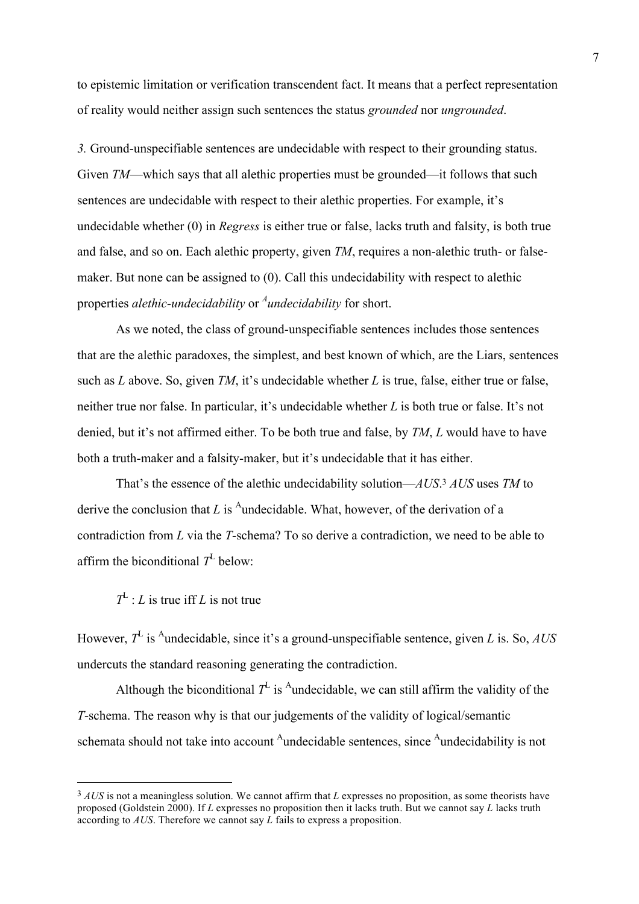to epistemic limitation or verification transcendent fact. It means that a perfect representation of reality would neither assign such sentences the status *grounded* nor *ungrounded*.

*3.* Ground-unspecifiable sentences are undecidable with respect to their grounding status. Given *TM*—which says that all alethic properties must be grounded—it follows that such sentences are undecidable with respect to their alethic properties. For example, it's undecidable whether (0) in *Regress* is either true or false, lacks truth and falsity, is both true and false, and so on. Each alethic property, given *TM*, requires a non-alethic truth- or false-maker. But none can be assigned to (0). Call this undecidability with respect to alethic properties *alethic-undecidability* or *$^{A}$undecidability* for short.

As we noted, the class of ground-unspecifiable sentences includes those sentences that are the alethic paradoxes, the simplest, and best known of which, are the Liars, sentences such as *L* above. So, given *TM*, it's undecidable whether *L* is true, false, either true or false, neither true nor false. In particular, it's undecidable whether *L* is both true or false. It's not denied, but it's not affirmed either. To be both true and false, by *TM*, *L* would have to have both a truth-maker and a falsity-maker, but it's undecidable that it has either.

That's the essence of the alethic undecidability solution—*AUS*.[3] *AUS* uses *TM* to derive the conclusion that *L* is $^{A}$undecidable. What, however, of the derivation of a contradiction from *L* via the *T*-schema? To so derive a contradiction, we need to be able to affirm the biconditional $T^{L}$ below:

$T^{L}$ : *L* is true iff *L* is not true

However, $T^{L}$ is $^{A}$undecidable, since it's a ground-unspecifiable sentence, given *L* is. So, *AUS* undercuts the standard reasoning generating the contradiction.

Although the biconditional $T^{L}$ is $^{A}$undecidable, we can still affirm the validity of the *T*-schema. The reason why is that our judgements of the validity of logical/semantic schemata should not take into account $^{A}$undecidable sentences, since $^{A}$undecidability is not

---

[3] *AUS* is not a meaningless solution. We cannot affirm that *L* expresses no proposition, as some theorists have proposed (Goldstein 2000). If *L* expresses no proposition then it lacks truth. But we cannot say *L* lacks truth according to *AUS*. Therefore we cannot say *L* fails to express a proposition.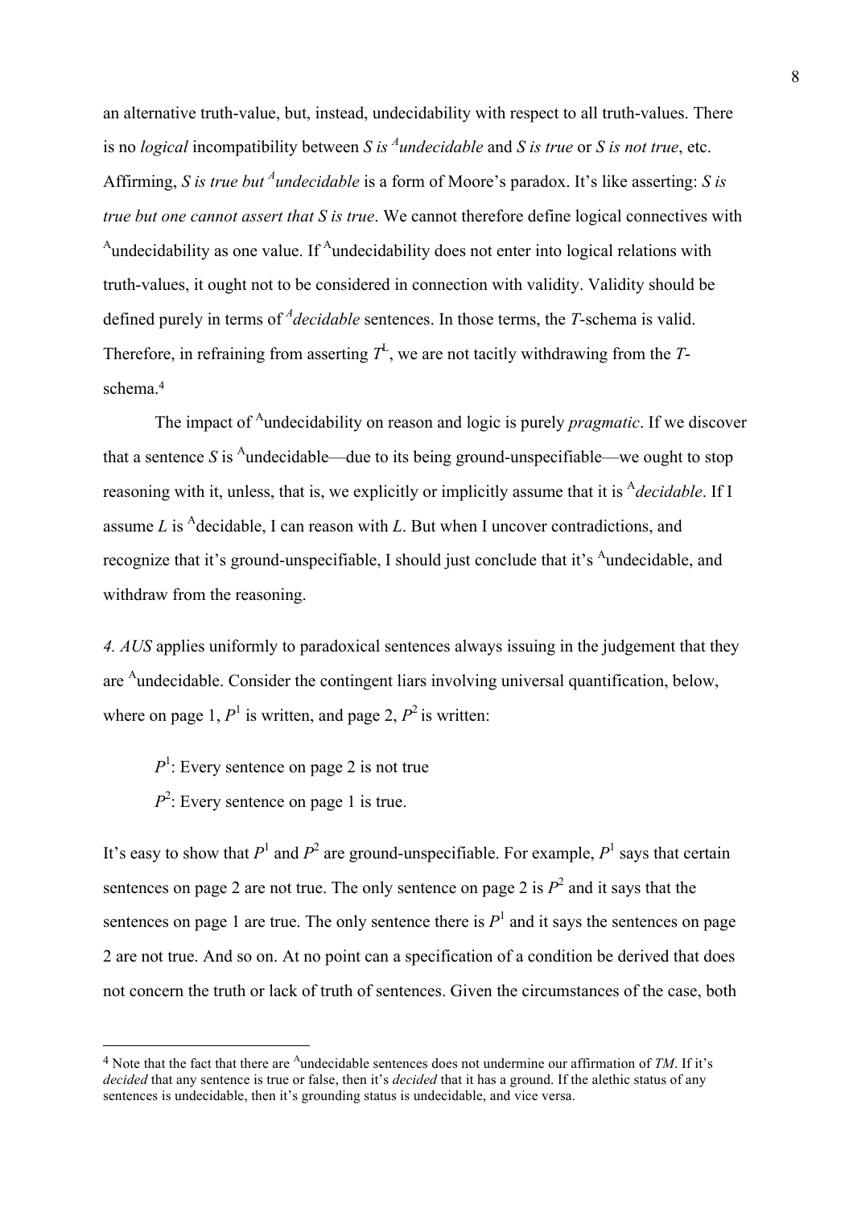an alternative truth-value, but, instead, undecidability with respect to all truth-values. There is no *logical* incompatibility between *S is $^{A}$undecidable* and *S is true* or *S is not true*, etc. Affirming, *S is true but $^{A}$undecidable* is a form of Moore's paradox. It's like asserting: *S is true but one cannot assert that S is true*. We cannot therefore define logical connectives with $^{A}$undecidability as one value. If $^{A}$undecidability does not enter into logical relations with truth-values, it ought not to be considered in connection with validity. Validity should be defined purely in terms of $^{A}$*decidable* sentences. In those terms, the *T*-schema is valid. Therefore, in refraining from asserting $T^{L}$, we are not tacitly withdrawing from the *T*-schema.[4]

The impact of $^{A}$undecidability on reason and logic is purely *pragmatic*. If we discover that a sentence *S* is $^{A}$undecidable—due to its being ground-unspecifiable—we ought to stop reasoning with it, unless, that is, we explicitly or implicitly assume that it is $^{A}$*decidable*. If I assume *L* is $^{A}$decidable, I can reason with *L*. But when I uncover contradictions, and recognize that it's ground-unspecifiable, I should just conclude that it's $^{A}$undecidable, and withdraw from the reasoning.

*4. AUS* applies uniformly to paradoxical sentences always issuing in the judgement that they are $^{A}$undecidable. Consider the contingent liars involving universal quantification, below, where on page 1, $P^1$ is written, and page 2, $P^2$ is written:

$P^1$: Every sentence on page 2 is not true

$P^2$: Every sentence on page 1 is true.

It's easy to show that $P^1$ and $P^2$ are ground-unspecifiable. For example, $P^1$ says that certain sentences on page 2 are not true. The only sentence on page 2 is $P^2$ and it says that the sentences on page 1 are true. The only sentence there is $P^1$ and it says the sentences on page 2 are not true. And so on. At no point can a specification of a condition be derived that does not concern the truth or lack of truth of sentences. Given the circumstances of the case, both

[4] Note that the fact that there are $^{A}$undecidable sentences does not undermine our affirmation of *TM*. If it's *decided* that any sentence is true or false, then it's *decided* that it has a ground. If the alethic status of any sentences is undecidable, then it's grounding status is undecidable, and vice versa.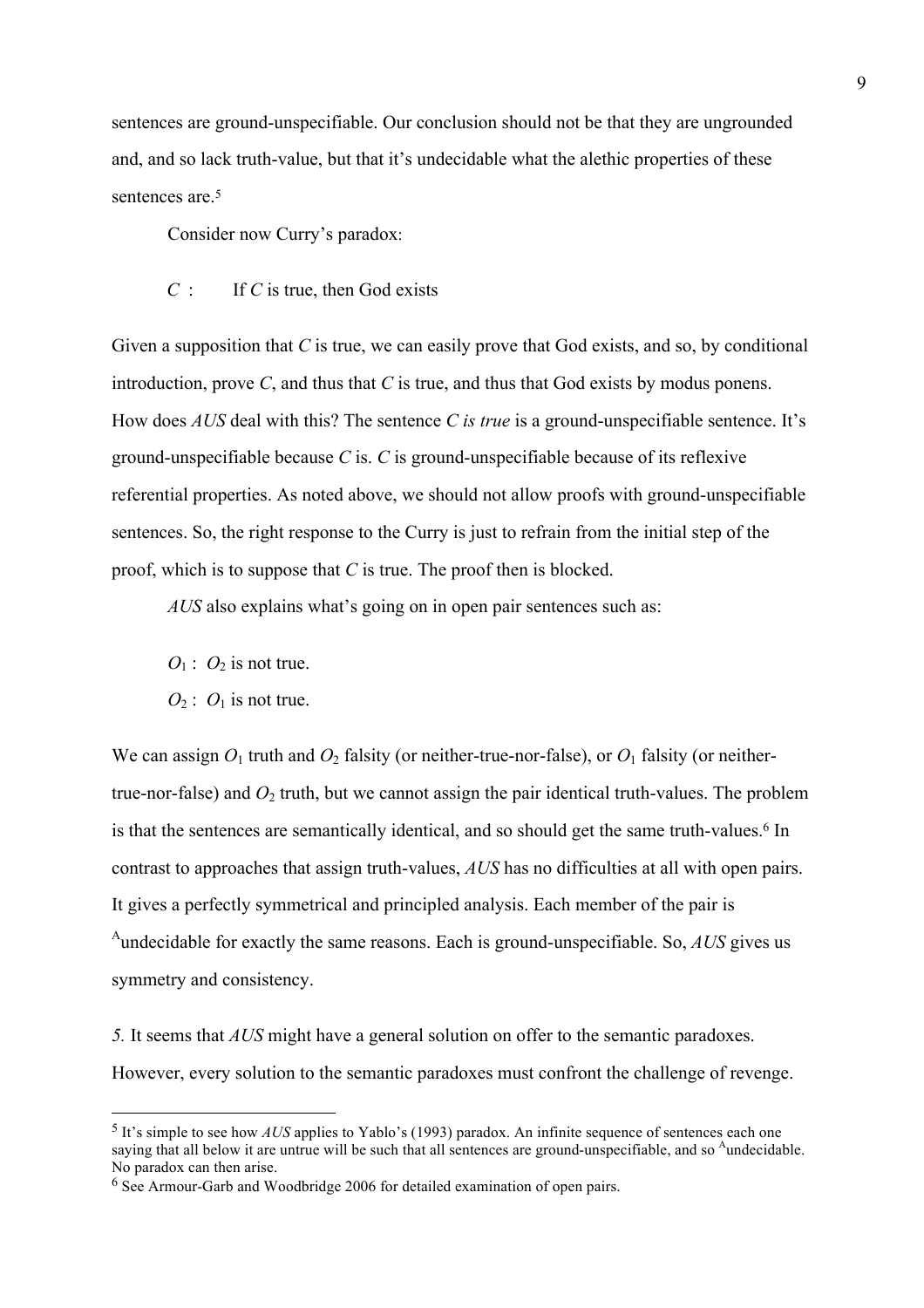sentences are ground-unspecifiable. Our conclusion should not be that they are ungrounded and, and so lack truth-value, but that it's undecidable what the alethic properties of these sentences are.[5]

Consider now Curry's paradox:

$C$ : If $C$ is true, then God exists

Given a supposition that $C$ is true, we can easily prove that God exists, and so, by conditional introduction, prove $C$, and thus that $C$ is true, and thus that God exists by modus ponens. How does *AUS* deal with this? The sentence *C is true* is a ground-unspecifiable sentence. It's ground-unspecifiable because $C$ is. $C$ is ground-unspecifiable because of its reflexive referential properties. As noted above, we should not allow proofs with ground-unspecifiable sentences. So, the right response to the Curry is just to refrain from the initial step of the proof, which is to suppose that $C$ is true. The proof then is blocked.

*AUS* also explains what's going on in open pair sentences such as:

$O_1$ : $O_2$ is not true.

$O_2$ : $O_1$ is not true.

We can assign $O_1$ truth and $O_2$ falsity (or neither-true-nor-false), or $O_1$ falsity (or neither-true-nor-false) and $O_2$ truth, but we cannot assign the pair identical truth-values. The problem is that the sentences are semantically identical, and so should get the same truth-values.[6] In contrast to approaches that assign truth-values, *AUS* has no difficulties at all with open pairs. It gives a perfectly symmetrical and principled analysis. Each member of the pair is $^{A}$undecidable for exactly the same reasons. Each is ground-unspecifiable. So, *AUS* gives us symmetry and consistency.

*5.* It seems that *AUS* might have a general solution on offer to the semantic paradoxes. However, every solution to the semantic paradoxes must confront the challenge of revenge.

---

[5] It's simple to see how *AUS* applies to Yablo's (1993) paradox. An infinite sequence of sentences each one saying that all below it are untrue will be such that all sentences are ground-unspecifiable, and so $^{A}$undecidable. No paradox can then arise.

[6] See Armour-Garb and Woodbridge 2006 for detailed examination of open pairs.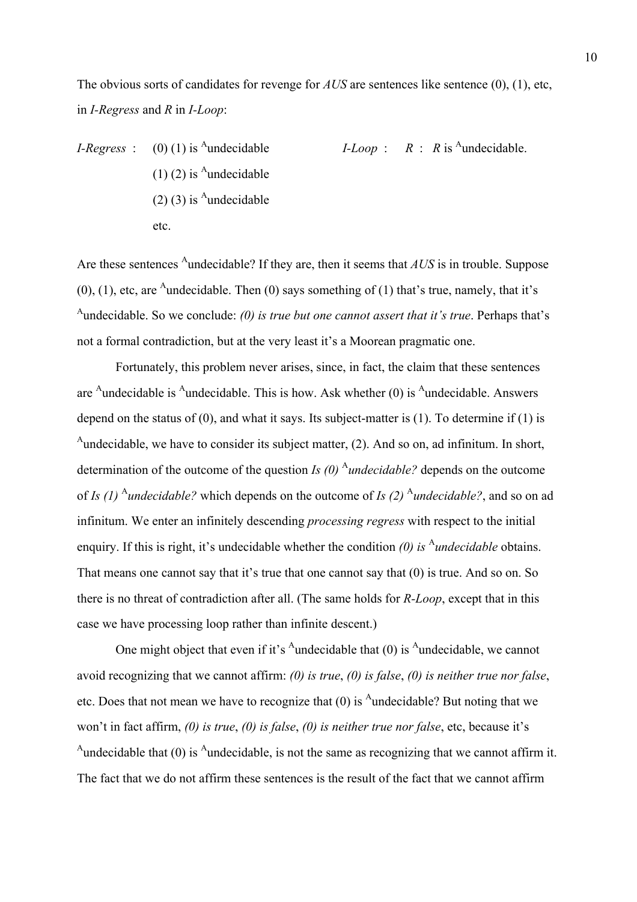The obvious sorts of candidates for revenge for *AUS* are sentences like sentence (0), (1), etc, in *I-Regress* and *R* in *I-Loop*:

*I-Regress* : (0) (1) is $^{A}$undecidable

(1) (2) is $^{A}$undecidable

(2) (3) is $^{A}$undecidable

etc.

*I-Loop* : *R* : *R* is $^{A}$undecidable.

Are these sentences $^{A}$undecidable? If they are, then it seems that *AUS* is in trouble. Suppose (0), (1), etc, are $^{A}$undecidable. Then (0) says something of (1) that's true, namely, that it's $^{A}$undecidable. So we conclude: *(0) is true but one cannot assert that it's true*. Perhaps that's not a formal contradiction, but at the very least it's a Moorean pragmatic one.

Fortunately, this problem never arises, since, in fact, the claim that these sentences are $^{A}$undecidable is $^{A}$undecidable. This is how. Ask whether (0) is $^{A}$undecidable. Answers depend on the status of (0), and what it says. Its subject-matter is (1). To determine if (1) is $^{A}$undecidable, we have to consider its subject matter, (2). And so on, ad infinitum. In short, determination of the outcome of the question *Is (0)* $^{A}$*undecidable?* depends on the outcome of *Is (1)* $^{A}$*undecidable?* which depends on the outcome of *Is (2)* $^{A}$*undecidable?*, and so on ad infinitum. We enter an infinitely descending *processing regress* with respect to the initial enquiry. If this is right, it's undecidable whether the condition *(0) is* $^{A}$*undecidable* obtains. That means one cannot say that it's true that one cannot say that (0) is true. And so on. So there is no threat of contradiction after all. (The same holds for *R-Loop*, except that in this case we have processing loop rather than infinite descent.)

One might object that even if it's $^{A}$undecidable that (0) is $^{A}$undecidable, we cannot avoid recognizing that we cannot affirm: *(0) is true*, *(0) is false*, *(0) is neither true nor false*, etc. Does that not mean we have to recognize that (0) is $^{A}$undecidable? But noting that we won't in fact affirm, *(0) is true*, *(0) is false*, *(0) is neither true nor false*, etc, because it's $^{A}$undecidable that (0) is $^{A}$undecidable, is not the same as recognizing that we cannot affirm it. The fact that we do not affirm these sentences is the result of the fact that we cannot affirm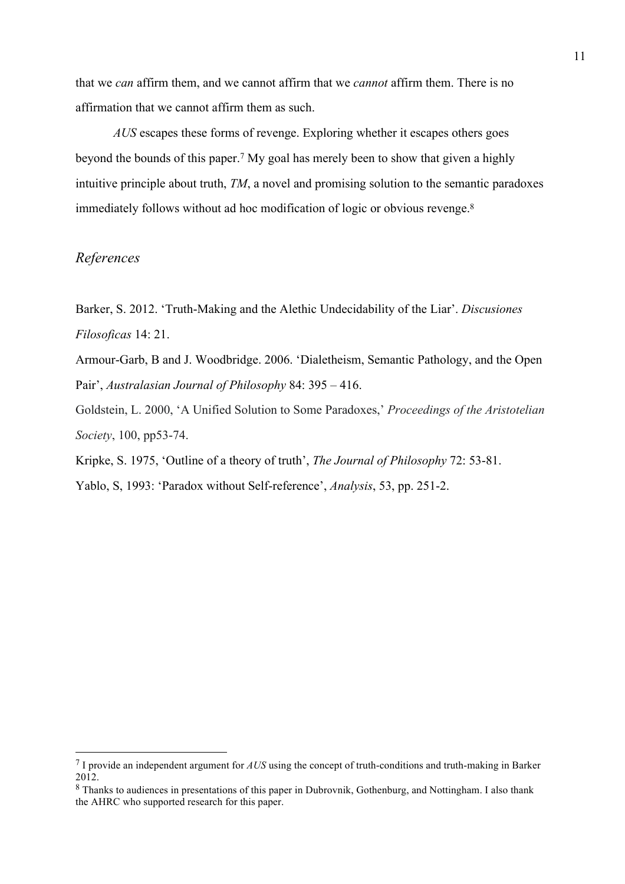that we *can* affirm them, and we cannot affirm that we *cannot* affirm them. There is no affirmation that we cannot affirm them as such.

*AUS* escapes these forms of revenge. Exploring whether it escapes others goes beyond the bounds of this paper.[7] My goal has merely been to show that given a highly intuitive principle about truth, *TM*, a novel and promising solution to the semantic paradoxes immediately follows without ad hoc modification of logic or obvious revenge.[8]

## *References*

Barker, S. 2012. 'Truth-Making and the Alethic Undecidability of the Liar'. *Discusiones Filosoficas* 14: 21.

Armour-Garb, B and J. Woodbridge. 2006. 'Dialetheism, Semantic Pathology, and the Open Pair', *Australasian Journal of Philosophy* 84: 395 – 416.

Goldstein, L. 2000, 'A Unified Solution to Some Paradoxes,' *Proceedings of the Aristotelian Society*, 100, pp53-74.

Kripke, S. 1975, 'Outline of a theory of truth', *The Journal of Philosophy* 72: 53-81.

Yablo, S, 1993: 'Paradox without Self-reference', *Analysis*, 53, pp. 251-2.

---

[7] I provide an independent argument for *AUS* using the concept of truth-conditions and truth-making in Barker 2012.

[8] Thanks to audiences in presentations of this paper in Dubrovnik, Gothenburg, and Nottingham. I also thank the AHRC who supported research for this paper.